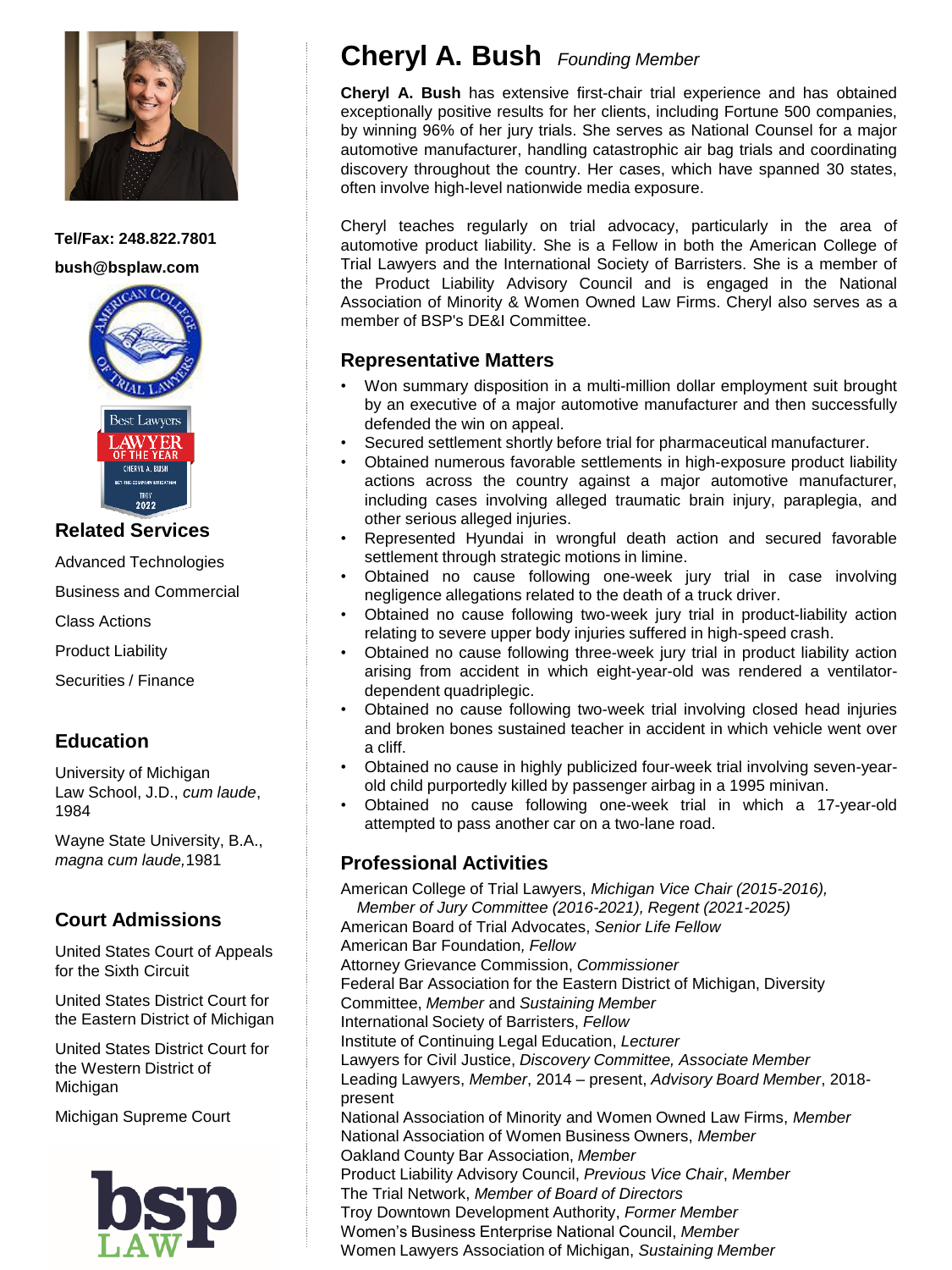# Cheryl A. Bush *Founding Member*

**Cheryl A. Bush** has extensive first-chair trial experience and has obtained exceptionally positive results for her clients, including Fortune 500 companies, by winning 96% of her jury trials. She serves as National Counsel for a major automotive manufacturer, handling catastrophic air bag trials and coordinating discovery throughout the country. Her cases, which have spanned 30 states, often involve high-level nationwide media exposure.

Cheryl teaches regularly on trial advocacy, particularly in the area of automotive product liability. She is a Fellow in both the American College of Trial Lawyers and the International Society of Barristers. She is a member of the Product Liability Advisory Council and is engaged in the National Association of Minority & Women Owned Law Firms. Cheryl also serves as a member of BSP's DE&I Committee.

## Representative Matters

- Won summary disposition in a multi-million dollar employment suit brought by an executive of a major automotive manufacturer and then successfully defended the win on appeal.
- Secured settlement shortly before trial for pharmaceutical manufacturer.
- Obtained numerous favorable settlements in high-exposure product liability actions across the country against a major automotive manufacturer, including cases involving alleged traumatic brain injury, paraplegia, and other serious alleged injuries.
- Represented Hyundai in wrongful death action and secured favorable settlement through strategic motions in limine.
- Obtained no cause following one-week jury trial in case involving negligence allegations related to the death of a truck driver.
- Obtained no cause following two-week jury trial in product-liability action relating to severe upper body injuries suffered in high-speed crash.
- Obtained no cause following three-week jury trial in product liability action arising from accident in which eight-year-old was rendered a ventilator-dependent quadriplegic.
- Obtained no cause following two-week trial involving closed head injuries and broken bones sustained teacher in accident in which vehicle went over a cliff.
- Obtained no cause in highly publicized four-week trial involving seven-year-old child purportedly killed by passenger airbag in a 1995 minivan.
- Obtained no cause following one-week trial in which a 17-year-old attempted to pass another car on a two-lane road.

## Professional Activities

American College of Trial Lawyers, *Michigan Vice Chair (2015-2016), Member of Jury Committee (2016-2021), Regent (2021-2025)*
American Board of Trial Advocates, *Senior Life Fellow*
American Bar Foundation*, Fellow*
Attorney Grievance Commission, *Commissioner*
Federal Bar Association for the Eastern District of Michigan, Diversity Committee, *Member* and *Sustaining Member*
International Society of Barristers, *Fellow*
Institute of Continuing Legal Education, *Lecturer*
Lawyers for Civil Justice, *Discovery Committee, Associate Member*
Leading Lawyers, *Member*, 2014 – present, *Advisory Board Member*, 2018-present
National Association of Minority and Women Owned Law Firms, *Member*
National Association of Women Business Owners, *Member*
Oakland County Bar Association, *Member*
Product Liability Advisory Council, *Previous Vice Chair*, *Member*
The Trial Network, *Member of Board of Directors*
Troy Downtown Development Authority, *Former Member*
Women's Business Enterprise National Council, *Member*
Women Lawyers Association of Michigan, *Sustaining Member*

**Tel/Fax: 248.822.7801**

**bush@bsplaw.com**

## Related Services

Advanced Technologies

Business and Commercial

Class Actions

Product Liability

Securities / Finance

## Education

University of Michigan Law School, J.D., *cum laude*, 1984

Wayne State University, B.A., *magna cum laude,*1981

## Court Admissions

United States Court of Appeals for the Sixth Circuit

United States District Court for the Eastern District of Michigan

United States District Court for the Western District of Michigan

Michigan Supreme Court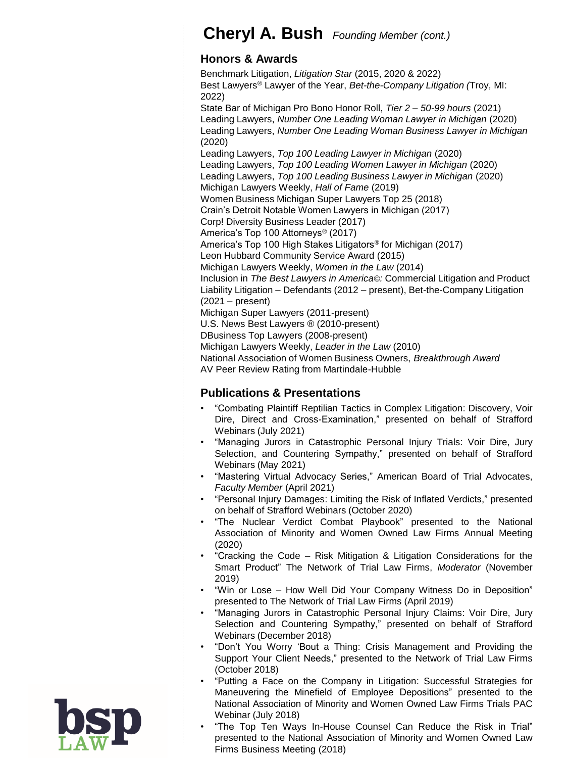# Cheryl A. Bush *Founding Member (cont.)*

## Honors & Awards

Benchmark Litigation, *Litigation Star* (2015, 2020 & 2022)
Best Lawyers® Lawyer of the Year, *Bet-the-Company Litigation (*Troy, MI: 2022)
State Bar of Michigan Pro Bono Honor Roll, *Tier 2 – 50-99 hours* (2021)
Leading Lawyers, *Number One Leading Woman Lawyer in Michigan* (2020)
Leading Lawyers, *Number One Leading Woman Business Lawyer in Michigan* (2020)
Leading Lawyers, *Top 100 Leading Lawyer in Michigan* (2020)
Leading Lawyers, *Top 100 Leading Women Lawyer in Michigan* (2020)
Leading Lawyers, *Top 100 Leading Business Lawyer in Michigan* (2020)
Michigan Lawyers Weekly, *Hall of Fame* (2019)
Women Business Michigan Super Lawyers Top 25 (2018)
Crain's Detroit Notable Women Lawyers in Michigan (2017)
Corp! Diversity Business Leader (2017)
America's Top 100 Attorneys® (2017)
America's Top 100 High Stakes Litigators® for Michigan (2017)
Leon Hubbard Community Service Award (2015)
Michigan Lawyers Weekly, *Women in the Law* (2014)
Inclusion in *The Best Lawyers in America©:* Commercial Litigation and Product Liability Litigation – Defendants (2012 – present), Bet-the-Company Litigation (2021 – present)
Michigan Super Lawyers (2011-present)
U.S. News Best Lawyers ® (2010-present)
DBusiness Top Lawyers (2008-present)
Michigan Lawyers Weekly, *Leader in the Law* (2010)
National Association of Women Business Owners, *Breakthrough Award*
AV Peer Review Rating from Martindale-Hubble

## Publications & Presentations

- "Combating Plaintiff Reptilian Tactics in Complex Litigation: Discovery, Voir Dire, Direct and Cross-Examination," presented on behalf of Strafford Webinars (July 2021)
- "Managing Jurors in Catastrophic Personal Injury Trials: Voir Dire, Jury Selection, and Countering Sympathy," presented on behalf of Strafford Webinars (May 2021)
- "Mastering Virtual Advocacy Series," American Board of Trial Advocates, *Faculty Member* (April 2021)
- "Personal Injury Damages: Limiting the Risk of Inflated Verdicts," presented on behalf of Strafford Webinars (October 2020)
- "The Nuclear Verdict Combat Playbook" presented to the National Association of Minority and Women Owned Law Firms Annual Meeting (2020)
- "Cracking the Code – Risk Mitigation & Litigation Considerations for the Smart Product" The Network of Trial Law Firms, *Moderator* (November 2019)
- "Win or Lose – How Well Did Your Company Witness Do in Deposition" presented to The Network of Trial Law Firms (April 2019)
- "Managing Jurors in Catastrophic Personal Injury Claims: Voir Dire, Jury Selection and Countering Sympathy," presented on behalf of Strafford Webinars (December 2018)
- "Don't You Worry 'Bout a Thing: Crisis Management and Providing the Support Your Client Needs," presented to the Network of Trial Law Firms (October 2018)
- "Putting a Face on the Company in Litigation: Successful Strategies for Maneuvering the Minefield of Employee Depositions" presented to the National Association of Minority and Women Owned Law Firms Trials PAC Webinar (July 2018)
- "The Top Ten Ways In-House Counsel Can Reduce the Risk in Trial" presented to the National Association of Minority and Women Owned Law Firms Business Meeting (2018)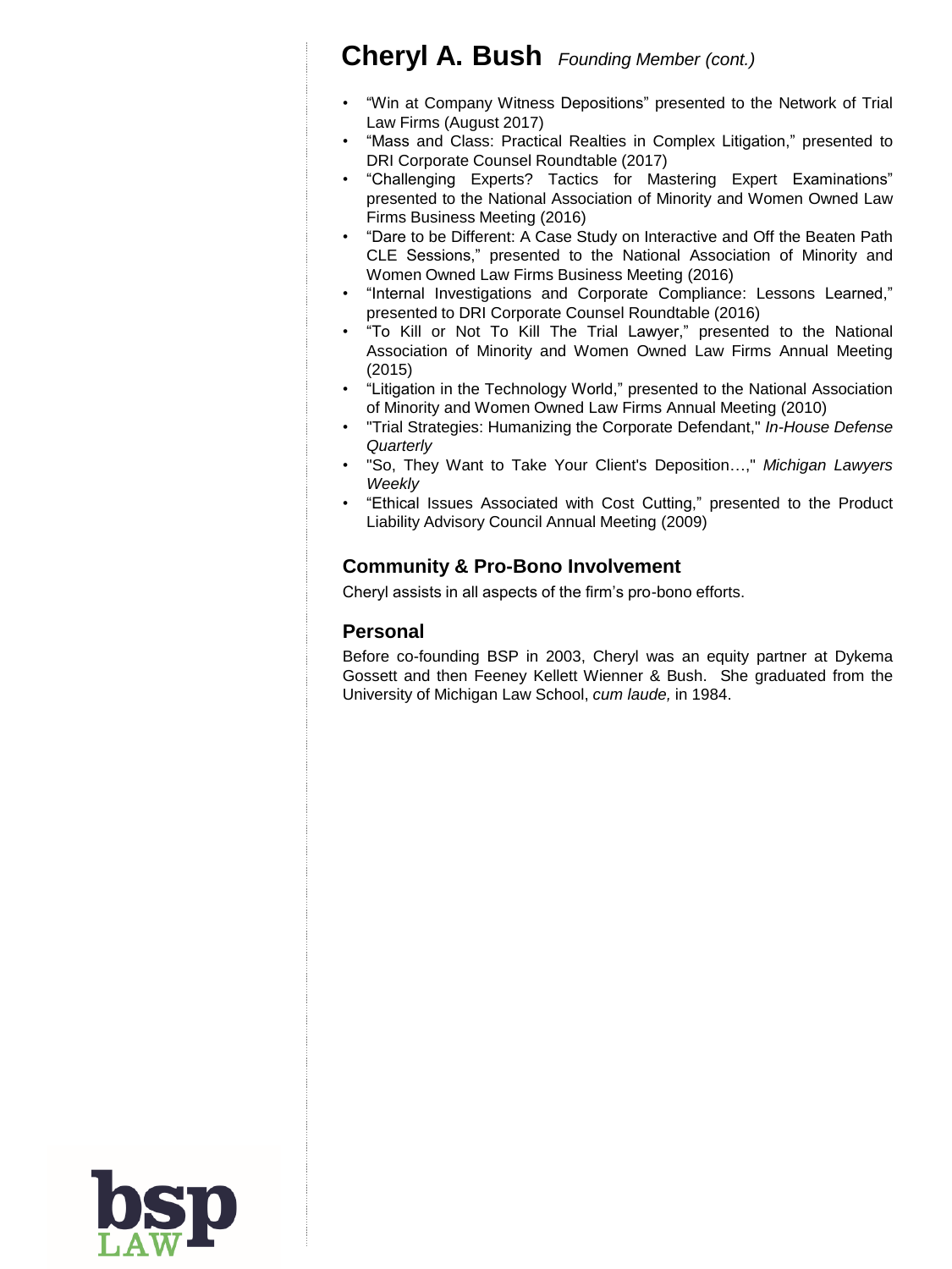# Cheryl A. Bush *Founding Member (cont.)*

- “Win at Company Witness Depositions” presented to the Network of Trial Law Firms (August 2017)
- “Mass and Class: Practical Realties in Complex Litigation,” presented to DRI Corporate Counsel Roundtable (2017)
- “Challenging Experts? Tactics for Mastering Expert Examinations” presented to the National Association of Minority and Women Owned Law Firms Business Meeting (2016)
- “Dare to be Different: A Case Study on Interactive and Off the Beaten Path CLE Sessions,” presented to the National Association of Minority and Women Owned Law Firms Business Meeting (2016)
- “Internal Investigations and Corporate Compliance: Lessons Learned,” presented to DRI Corporate Counsel Roundtable (2016)
- “To Kill or Not To Kill The Trial Lawyer,” presented to the National Association of Minority and Women Owned Law Firms Annual Meeting (2015)
- “Litigation in the Technology World,” presented to the National Association of Minority and Women Owned Law Firms Annual Meeting (2010)
- "Trial Strategies: Humanizing the Corporate Defendant," *In-House Defense Quarterly*
- "So, They Want to Take Your Client's Deposition…," *Michigan Lawyers Weekly*
- “Ethical Issues Associated with Cost Cutting,” presented to the Product Liability Advisory Council Annual Meeting (2009)

## Community & Pro-Bono Involvement

Cheryl assists in all aspects of the firm’s pro-bono efforts.

## Personal

Before co-founding BSP in 2003, Cheryl was an equity partner at Dykema Gossett and then Feeney Kellett Wienner & Bush. She graduated from the University of Michigan Law School, *cum laude,* in 1984.